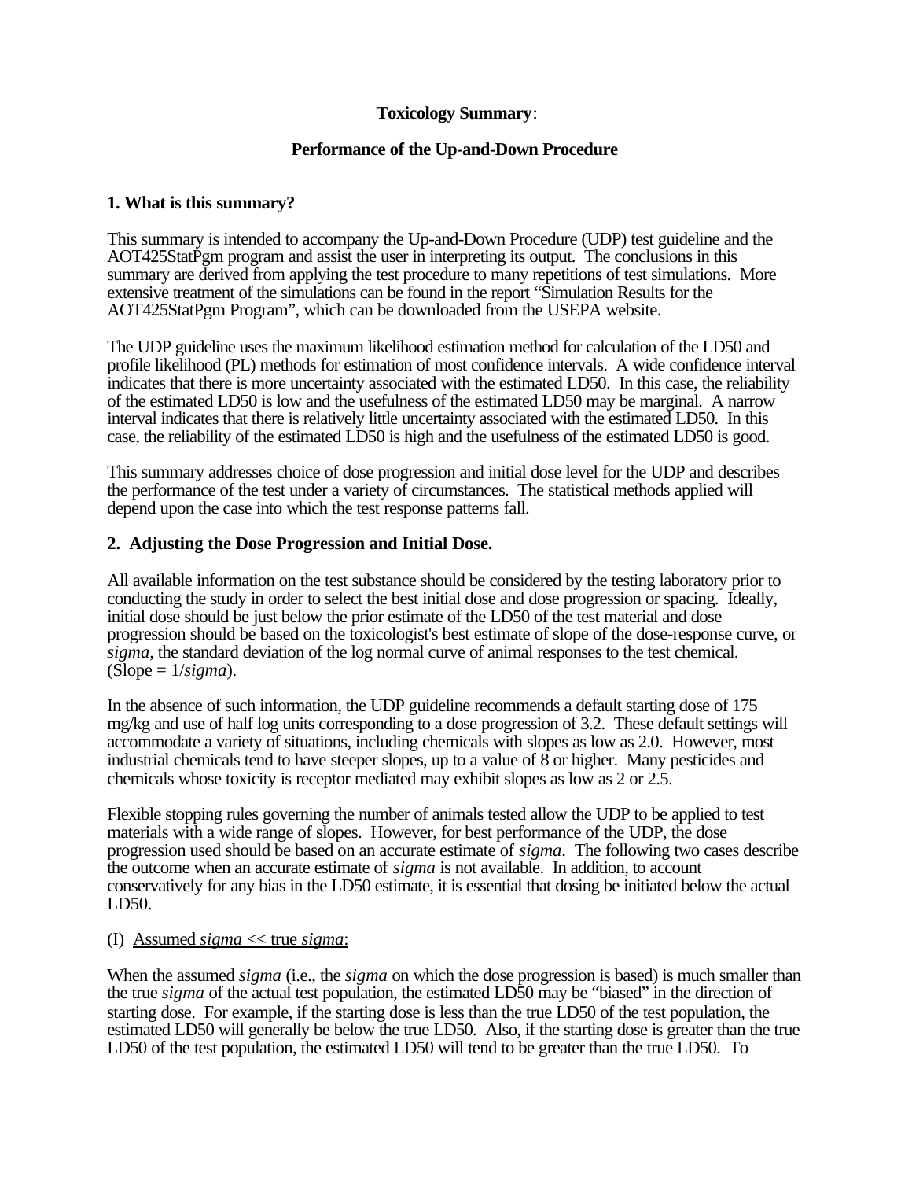**Toxicology Summary**:

**Performance of the Up-and-Down Procedure**

## 1. What is this summary?

This summary is intended to accompany the Up-and-Down Procedure (UDP) test guideline and the AOT425StatPgm program and assist the user in interpreting its output. The conclusions in this summary are derived from applying the test procedure to many repetitions of test simulations. More extensive treatment of the simulations can be found in the report "Simulation Results for the AOT425StatPgm Program", which can be downloaded from the USEPA website.

The UDP guideline uses the maximum likelihood estimation method for calculation of the LD50 and profile likelihood (PL) methods for estimation of most confidence intervals. A wide confidence interval indicates that there is more uncertainty associated with the estimated LD50. In this case, the reliability of the estimated LD50 is low and the usefulness of the estimated LD50 may be marginal. A narrow interval indicates that there is relatively little uncertainty associated with the estimated LD50. In this case, the reliability of the estimated LD50 is high and the usefulness of the estimated LD50 is good.

This summary addresses choice of dose progression and initial dose level for the UDP and describes the performance of the test under a variety of circumstances. The statistical methods applied will depend upon the case into which the test response patterns fall.

## 2. Adjusting the Dose Progression and Initial Dose.

All available information on the test substance should be considered by the testing laboratory prior to conducting the study in order to select the best initial dose and dose progression or spacing. Ideally, initial dose should be just below the prior estimate of the LD50 of the test material and dose progression should be based on the toxicologist's best estimate of slope of the dose-response curve, or *sigma*, the standard deviation of the log normal curve of animal responses to the test chemical. (Slope = 1/*sigma*).

In the absence of such information, the UDP guideline recommends a default starting dose of 175 mg/kg and use of half log units corresponding to a dose progression of 3.2. These default settings will accommodate a variety of situations, including chemicals with slopes as low as 2.0. However, most industrial chemicals tend to have steeper slopes, up to a value of 8 or higher. Many pesticides and chemicals whose toxicity is receptor mediated may exhibit slopes as low as 2 or 2.5.

Flexible stopping rules governing the number of animals tested allow the UDP to be applied to test materials with a wide range of slopes. However, for best performance of the UDP, the dose progression used should be based on an accurate estimate of *sigma*. The following two cases describe the outcome when an accurate estimate of *sigma* is not available. In addition, to account conservatively for any bias in the LD50 estimate, it is essential that dosing be initiated below the actual LD50.

(I) <u>Assumed *sigma* << true *sigma*</u>:

When the assumed *sigma* (i.e., the *sigma* on which the dose progression is based) is much smaller than the true *sigma* of the actual test population, the estimated LD50 may be "biased" in the direction of starting dose. For example, if the starting dose is less than the true LD50 of the test population, the estimated LD50 will generally be below the true LD50. Also, if the starting dose is greater than the true LD50 of the test population, the estimated LD50 will tend to be greater than the true LD50. To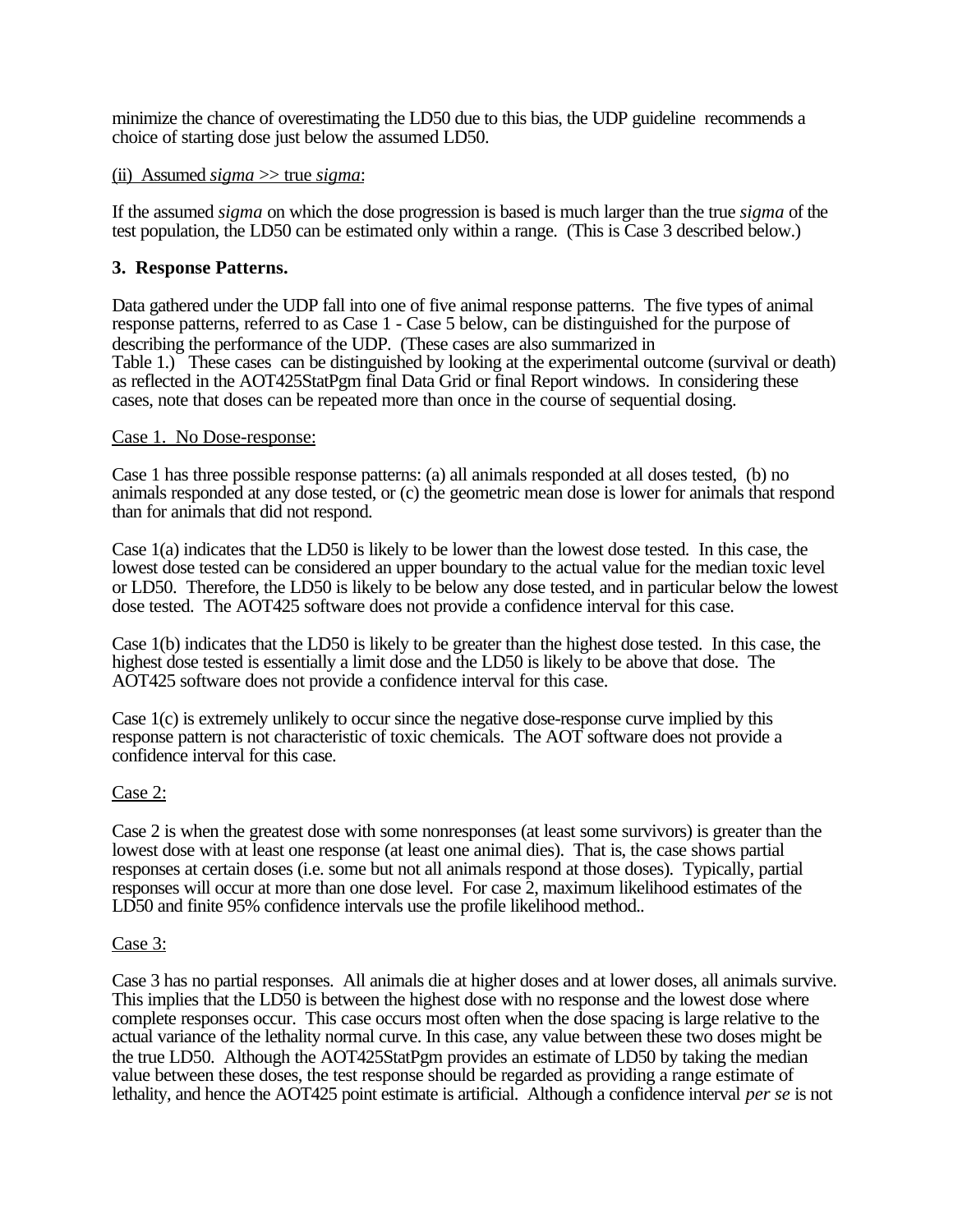minimize the chance of overestimating the LD50 due to this bias, the UDP guideline recommends a choice of starting dose just below the assumed LD50.

(ii) Assumed *sigma* >> true *sigma*:

If the assumed *sigma* on which the dose progression is based is much larger than the true *sigma* of the test population, the LD50 can be estimated only within a range. (This is Case 3 described below.)

### 3. Response Patterns.

Data gathered under the UDP fall into one of five animal response patterns. The five types of animal response patterns, referred to as Case 1 - Case 5 below, can be distinguished for the purpose of describing the performance of the UDP. (These cases are also summarized in Table 1.) These cases can be distinguished by looking at the experimental outcome (survival or death) as reflected in the AOT425StatPgm final Data Grid or final Report windows. In considering these cases, note that doses can be repeated more than once in the course of sequential dosing.

Case 1. No Dose-response:

Case 1 has three possible response patterns: (a) all animals responded at all doses tested, (b) no animals responded at any dose tested, or (c) the geometric mean dose is lower for animals that respond than for animals that did not respond.

Case 1(a) indicates that the LD50 is likely to be lower than the lowest dose tested. In this case, the lowest dose tested can be considered an upper boundary to the actual value for the median toxic level or LD50. Therefore, the LD50 is likely to be below any dose tested, and in particular below the lowest dose tested. The AOT425 software does not provide a confidence interval for this case.

Case 1(b) indicates that the LD50 is likely to be greater than the highest dose tested. In this case, the highest dose tested is essentially a limit dose and the LD50 is likely to be above that dose. The AOT425 software does not provide a confidence interval for this case.

Case 1(c) is extremely unlikely to occur since the negative dose-response curve implied by this response pattern is not characteristic of toxic chemicals. The AOT software does not provide a confidence interval for this case.

Case 2:

Case 2 is when the greatest dose with some nonresponses (at least some survivors) is greater than the lowest dose with at least one response (at least one animal dies). That is, the case shows partial responses at certain doses (i.e. some but not all animals respond at those doses). Typically, partial responses will occur at more than one dose level. For case 2, maximum likelihood estimates of the LD50 and finite 95% confidence intervals use the profile likelihood method..

Case 3:

Case 3 has no partial responses. All animals die at higher doses and at lower doses, all animals survive. This implies that the LD50 is between the highest dose with no response and the lowest dose where complete responses occur. This case occurs most often when the dose spacing is large relative to the actual variance of the lethality normal curve. In this case, any value between these two doses might be the true LD50. Although the AOT425StatPgm provides an estimate of LD50 by taking the median value between these doses, the test response should be regarded as providing a range estimate of lethality, and hence the AOT425 point estimate is artificial. Although a confidence interval *per se* is not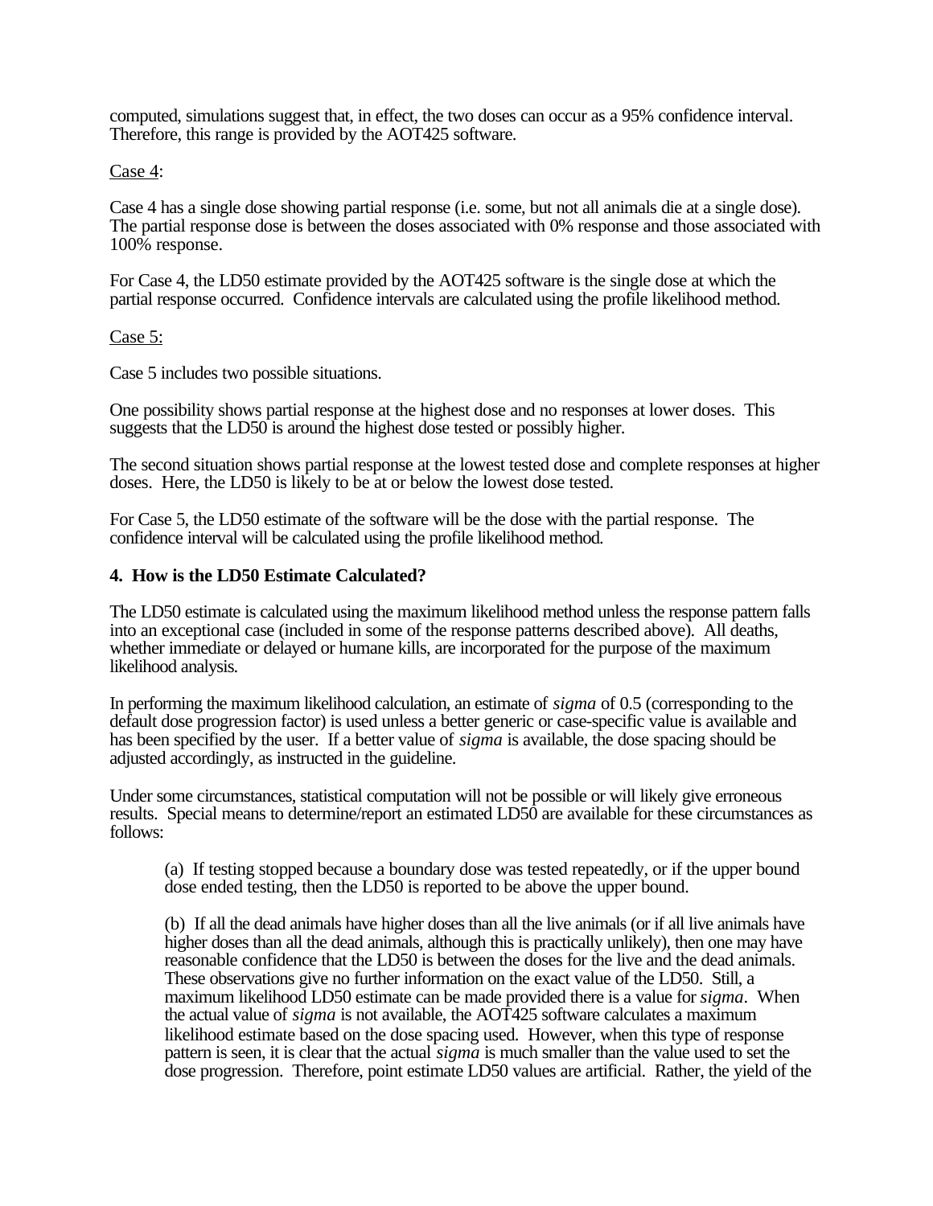computed, simulations suggest that, in effect, the two doses can occur as a 95% confidence interval. Therefore, this range is provided by the AOT425 software.

Case 4:

Case 4 has a single dose showing partial response (i.e. some, but not all animals die at a single dose). The partial response dose is between the doses associated with 0% response and those associated with 100% response.

For Case 4, the LD50 estimate provided by the AOT425 software is the single dose at which the partial response occurred. Confidence intervals are calculated using the profile likelihood method.

Case 5:

Case 5 includes two possible situations.

One possibility shows partial response at the highest dose and no responses at lower doses. This suggests that the LD50 is around the highest dose tested or possibly higher.

The second situation shows partial response at the lowest tested dose and complete responses at higher doses. Here, the LD50 is likely to be at or below the lowest dose tested.

For Case 5, the LD50 estimate of the software will be the dose with the partial response. The confidence interval will be calculated using the profile likelihood method.

### 4. How is the LD50 Estimate Calculated?

The LD50 estimate is calculated using the maximum likelihood method unless the response pattern falls into an exceptional case (included in some of the response patterns described above). All deaths, whether immediate or delayed or humane kills, are incorporated for the purpose of the maximum likelihood analysis.

In performing the maximum likelihood calculation, an estimate of *sigma* of 0.5 (corresponding to the default dose progression factor) is used unless a better generic or case-specific value is available and has been specified by the user. If a better value of *sigma* is available, the dose spacing should be adjusted accordingly, as instructed in the guideline.

Under some circumstances, statistical computation will not be possible or will likely give erroneous results. Special means to determine/report an estimated LD50 are available for these circumstances as follows:

(a) If testing stopped because a boundary dose was tested repeatedly, or if the upper bound dose ended testing, then the LD50 is reported to be above the upper bound.

(b) If all the dead animals have higher doses than all the live animals (or if all live animals have higher doses than all the dead animals, although this is practically unlikely), then one may have reasonable confidence that the LD50 is between the doses for the live and the dead animals. These observations give no further information on the exact value of the LD50. Still, a maximum likelihood LD50 estimate can be made provided there is a value for *sigma*. When the actual value of *sigma* is not available, the AOT425 software calculates a maximum likelihood estimate based on the dose spacing used. However, when this type of response pattern is seen, it is clear that the actual *sigma* is much smaller than the value used to set the dose progression. Therefore, point estimate LD50 values are artificial. Rather, the yield of the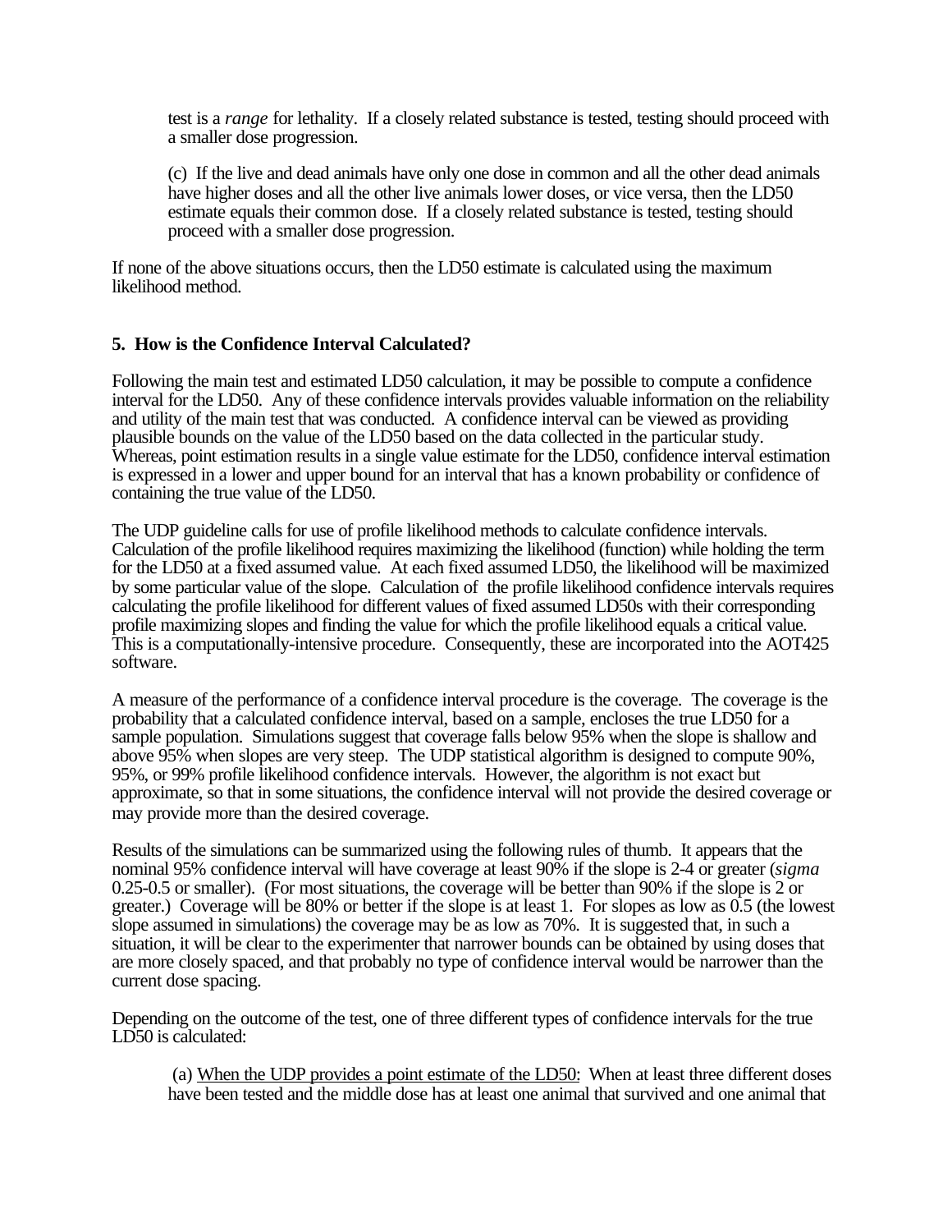test is a *range* for lethality. If a closely related substance is tested, testing should proceed with a smaller dose progression.

(c) If the live and dead animals have only one dose in common and all the other dead animals have higher doses and all the other live animals lower doses, or vice versa, then the LD50 estimate equals their common dose. If a closely related substance is tested, testing should proceed with a smaller dose progression.

If none of the above situations occurs, then the LD50 estimate is calculated using the maximum likelihood method.

## 5. How is the Confidence Interval Calculated?

Following the main test and estimated LD50 calculation, it may be possible to compute a confidence interval for the LD50. Any of these confidence intervals provides valuable information on the reliability and utility of the main test that was conducted. A confidence interval can be viewed as providing plausible bounds on the value of the LD50 based on the data collected in the particular study. Whereas, point estimation results in a single value estimate for the LD50, confidence interval estimation is expressed in a lower and upper bound for an interval that has a known probability or confidence of containing the true value of the LD50.

The UDP guideline calls for use of profile likelihood methods to calculate confidence intervals. Calculation of the profile likelihood requires maximizing the likelihood (function) while holding the term for the LD50 at a fixed assumed value. At each fixed assumed LD50, the likelihood will be maximized by some particular value of the slope. Calculation of the profile likelihood confidence intervals requires calculating the profile likelihood for different values of fixed assumed LD50s with their corresponding profile maximizing slopes and finding the value for which the profile likelihood equals a critical value. This is a computationally-intensive procedure. Consequently, these are incorporated into the AOT425 software.

A measure of the performance of a confidence interval procedure is the coverage. The coverage is the probability that a calculated confidence interval, based on a sample, encloses the true LD50 for a sample population. Simulations suggest that coverage falls below 95% when the slope is shallow and above 95% when slopes are very steep. The UDP statistical algorithm is designed to compute 90%, 95%, or 99% profile likelihood confidence intervals. However, the algorithm is not exact but approximate, so that in some situations, the confidence interval will not provide the desired coverage or may provide more than the desired coverage.

Results of the simulations can be summarized using the following rules of thumb. It appears that the nominal 95% confidence interval will have coverage at least 90% if the slope is 2-4 or greater (*sigma* 0.25-0.5 or smaller). (For most situations, the coverage will be better than 90% if the slope is 2 or greater.) Coverage will be 80% or better if the slope is at least 1. For slopes as low as 0.5 (the lowest slope assumed in simulations) the coverage may be as low as 70%. It is suggested that, in such a situation, it will be clear to the experimenter that narrower bounds can be obtained by using doses that are more closely spaced, and that probably no type of confidence interval would be narrower than the current dose spacing.

Depending on the outcome of the test, one of three different types of confidence intervals for the true LD50 is calculated:

(a) When the UDP provides a point estimate of the LD50: When at least three different doses have been tested and the middle dose has at least one animal that survived and one animal that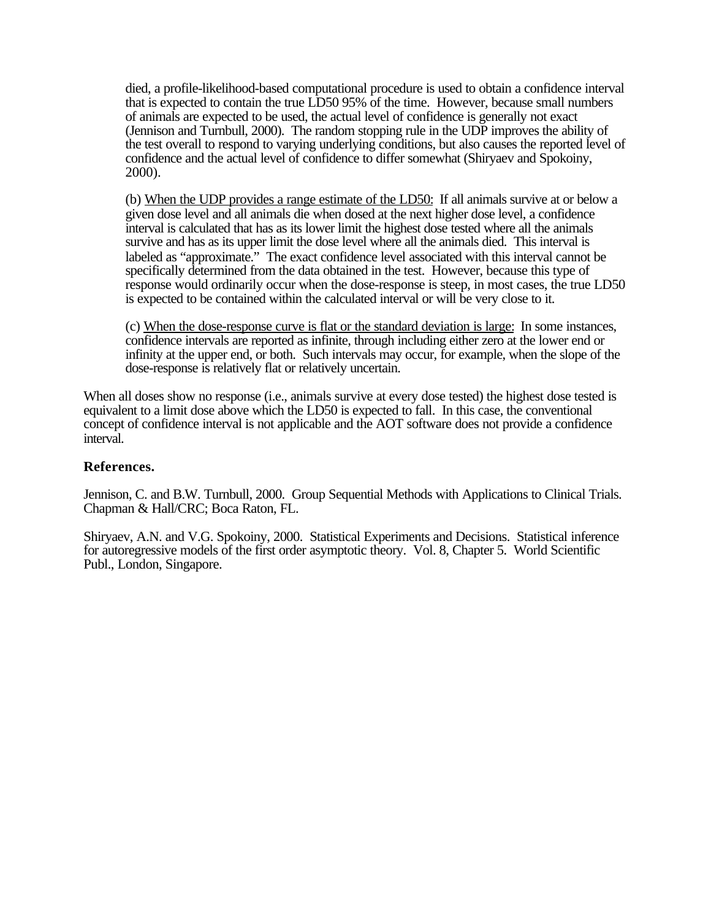died, a profile-likelihood-based computational procedure is used to obtain a confidence interval that is expected to contain the true LD50 95% of the time. However, because small numbers of animals are expected to be used, the actual level of confidence is generally not exact (Jennison and Turnbull, 2000). The random stopping rule in the UDP improves the ability of the test overall to respond to varying underlying conditions, but also causes the reported level of confidence and the actual level of confidence to differ somewhat (Shiryaev and Spokoiny, 2000).

(b) <u>When the UDP provides a range estimate of the LD50:</u> If all animals survive at or below a given dose level and all animals die when dosed at the next higher dose level, a confidence interval is calculated that has as its lower limit the highest dose tested where all the animals survive and has as its upper limit the dose level where all the animals died. This interval is labeled as "approximate." The exact confidence level associated with this interval cannot be specifically determined from the data obtained in the test. However, because this type of response would ordinarily occur when the dose-response is steep, in most cases, the true LD50 is expected to be contained within the calculated interval or will be very close to it.

(c) <u>When the dose-response curve is flat or the standard deviation is large:</u> In some instances, confidence intervals are reported as infinite, through including either zero at the lower end or infinity at the upper end, or both. Such intervals may occur, for example, when the slope of the dose-response is relatively flat or relatively uncertain.

When all doses show no response (i.e., animals survive at every dose tested) the highest dose tested is equivalent to a limit dose above which the LD50 is expected to fall. In this case, the conventional concept of confidence interval is not applicable and the AOT software does not provide a confidence interval.

### References.

Jennison, C. and B.W. Turnbull, 2000. Group Sequential Methods with Applications to Clinical Trials. Chapman & Hall/CRC; Boca Raton, FL.

Shiryaev, A.N. and V.G. Spokoiny, 2000. Statistical Experiments and Decisions. Statistical inference for autoregressive models of the first order asymptotic theory. Vol. 8, Chapter 5. World Scientific Publ., London, Singapore.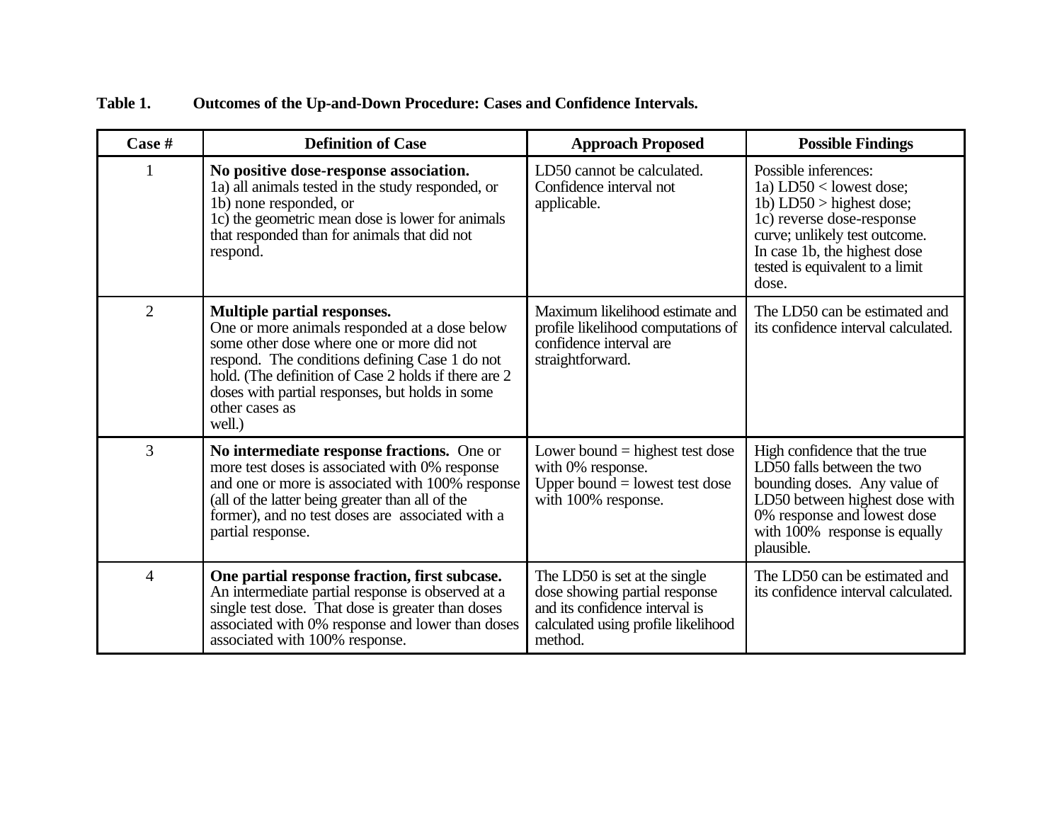**Table 1. Outcomes of the Up-and-Down Procedure: Cases and Confidence Intervals.**

| Case # | Definition of Case | Approach Proposed | Possible Findings |
|---|---|---|---|
| 1 | **No positive dose-response association.** 1a) all animals tested in the study responded, or 1b) none responded, or 1c) the geometric mean dose is lower for animals that responded than for animals that did not respond. | LD50 cannot be calculated. Confidence interval not applicable. | Possible inferences: 1a) LD50 < lowest dose; 1b) LD50 > highest dose; 1c) reverse dose-response curve; unlikely test outcome. In case 1b, the highest dose tested is equivalent to a limit dose. |
| 2 | **Multiple partial responses.** One or more animals responded at a dose below some other dose where one or more did not respond. The conditions defining Case 1 do not hold. (The definition of Case 2 holds if there are 2 doses with partial responses, but holds in some other cases as well.) | Maximum likelihood estimate and profile likelihood computations of confidence interval are straightforward. | The LD50 can be estimated and its confidence interval calculated. |
| 3 | **No intermediate response fractions.** One or more test doses is associated with 0% response and one or more is associated with 100% response (all of the latter being greater than all of the former), and no test doses are associated with a partial response. | Lower bound = highest test dose with 0% response. Upper bound = lowest test dose with 100% response. | High confidence that the true LD50 falls between the two bounding doses. Any value of LD50 between highest dose with 0% response and lowest dose with 100% response is equally plausible. |
| 4 | **One partial response fraction, first subcase.** An intermediate partial response is observed at a single test dose. That dose is greater than doses associated with 0% response and lower than doses associated with 100% response. | The LD50 is set at the single dose showing partial response and its confidence interval is calculated using profile likelihood method. | The LD50 can be estimated and its confidence interval calculated. |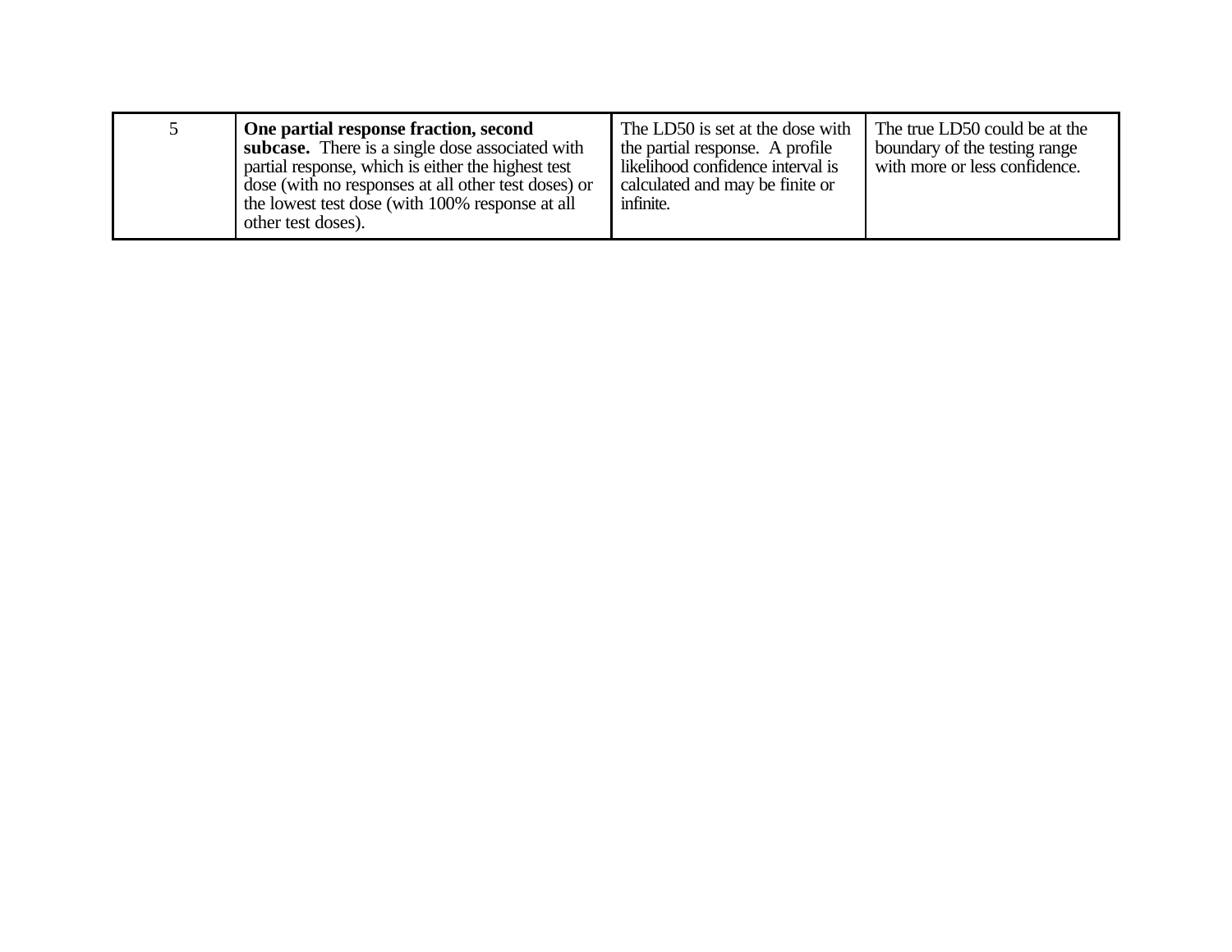| | | | |
|---|---|---|---|
| 5 | **One partial response fraction, second subcase.** There is a single dose associated with partial response, which is either the highest test dose (with no responses at all other test doses) or the lowest test dose (with 100% response at all other test doses). | The LD50 is set at the dose with the partial response. A profile likelihood confidence interval is calculated and may be finite or infinite. | The true LD50 could be at the boundary of the testing range with more or less confidence. |